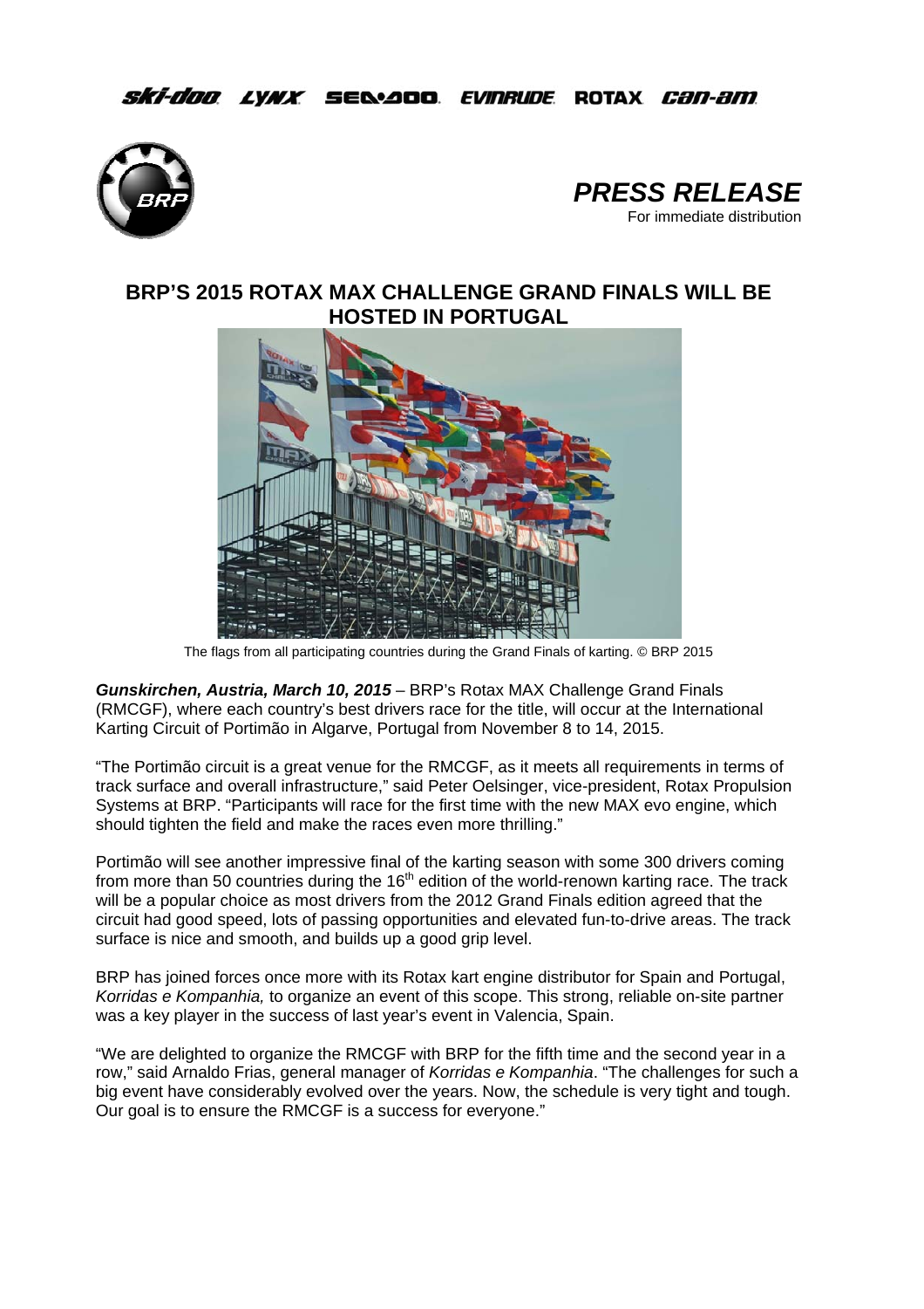ski-doo LYNX SEA-DOO EVINRUDE ROTAX can-am

# PRESS RELEASE

For immediate distribution

## BRP'S 2015 ROTAX MAX CHALLENGE GRAND FINALS WILL BE HOSTED IN PORTUGAL

The flags from all participating countries during the Grand Finals of karting. © BRP 2015

***Gunskirchen, Austria, March 10, 2015*** – BRP's Rotax MAX Challenge Grand Finals (RMCGF), where each country's best drivers race for the title, will occur at the International Karting Circuit of Portimão in Algarve, Portugal from November 8 to 14, 2015.

"The Portimão circuit is a great venue for the RMCGF, as it meets all requirements in terms of track surface and overall infrastructure," said Peter Oelsinger, vice-president, Rotax Propulsion Systems at BRP. "Participants will race for the first time with the new MAX evo engine, which should tighten the field and make the races even more thrilling."

Portimão will see another impressive final of the karting season with some 300 drivers coming from more than 50 countries during the 16th edition of the world-renown karting race. The track will be a popular choice as most drivers from the 2012 Grand Finals edition agreed that the circuit had good speed, lots of passing opportunities and elevated fun-to-drive areas. The track surface is nice and smooth, and builds up a good grip level.

BRP has joined forces once more with its Rotax kart engine distributor for Spain and Portugal, *Korridas e Kompanhia,* to organize an event of this scope. This strong, reliable on-site partner was a key player in the success of last year's event in Valencia, Spain.

"We are delighted to organize the RMCGF with BRP for the fifth time and the second year in a row," said Arnaldo Frias, general manager of *Korridas e Kompanhia*. "The challenges for such a big event have considerably evolved over the years. Now, the schedule is very tight and tough. Our goal is to ensure the RMCGF is a success for everyone."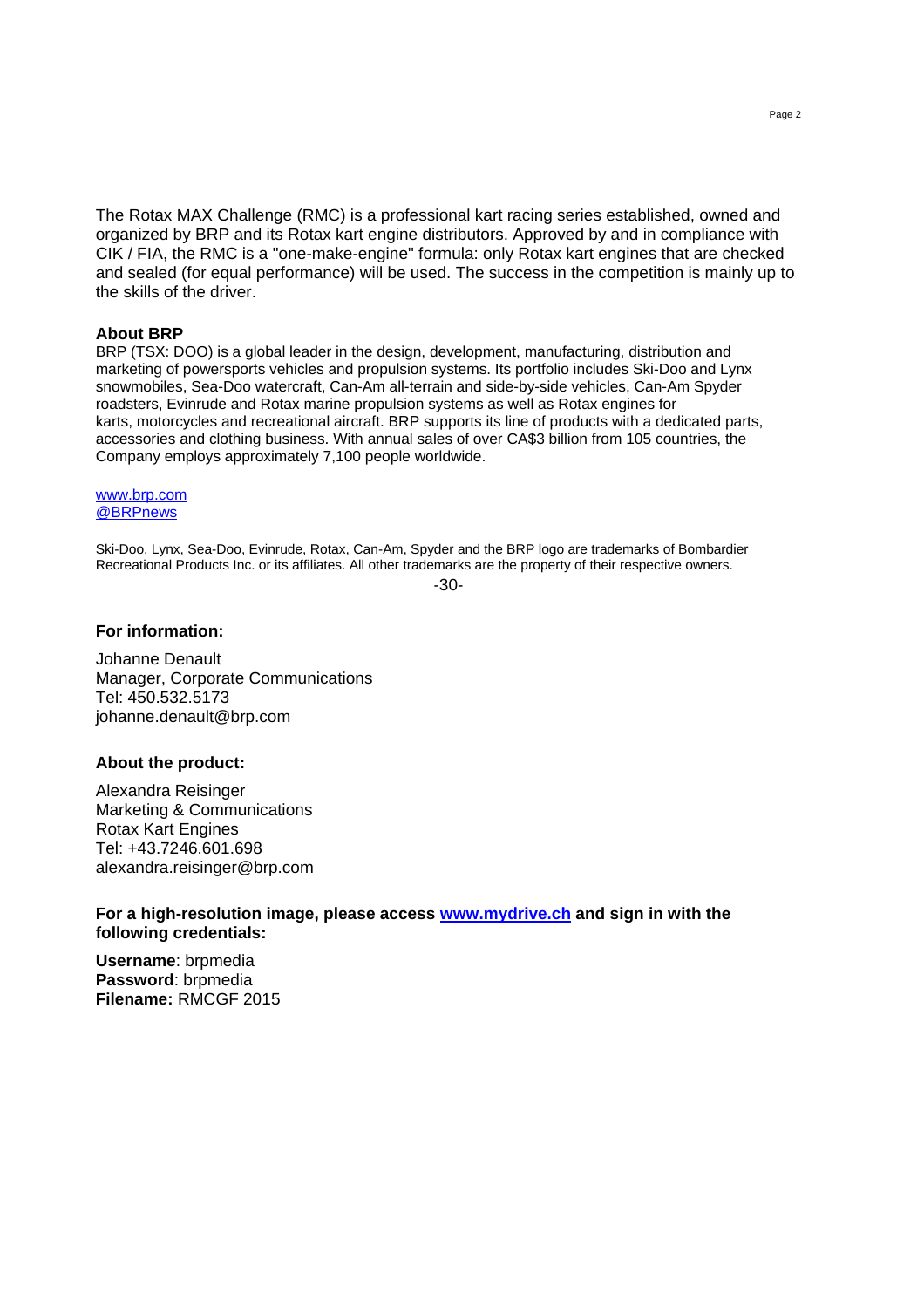The Rotax MAX Challenge (RMC) is a professional kart racing series established, owned and organized by BRP and its Rotax kart engine distributors. Approved by and in compliance with CIK / FIA, the RMC is a "one-make-engine" formula: only Rotax kart engines that are checked and sealed (for equal performance) will be used. The success in the competition is mainly up to the skills of the driver.

**About BRP**

BRP (TSX: DOO) is a global leader in the design, development, manufacturing, distribution and marketing of powersports vehicles and propulsion systems. Its portfolio includes Ski-Doo and Lynx snowmobiles, Sea-Doo watercraft, Can-Am all-terrain and side-by-side vehicles, Can-Am Spyder roadsters, Evinrude and Rotax marine propulsion systems as well as Rotax engines for karts, motorcycles and recreational aircraft. BRP supports its line of products with a dedicated parts, accessories and clothing business. With annual sales of over CA$3 billion from 105 countries, the Company employs approximately 7,100 people worldwide.

[www.brp.com](http://www.brp.com)
[@BRPnews](https://twitter.com/BRPnews)

Ski-Doo, Lynx, Sea-Doo, Evinrude, Rotax, Can-Am, Spyder and the BRP logo are trademarks of Bombardier Recreational Products Inc. or its affiliates. All other trademarks are the property of their respective owners.

-30-

**For information:**

Johanne Denault
Manager, Corporate Communications
Tel: 450.532.5173
johanne.denault@brp.com

**About the product:**

Alexandra Reisinger
Marketing & Communications
Rotax Kart Engines
Tel: +43.7246.601.698
alexandra.reisinger@brp.com

**For a high-resolution image, please access [www.mydrive.ch](http://www.mydrive.ch) and sign in with the following credentials:**

**Username**: brpmedia
**Password**: brpmedia
**Filename:** RMCGF 2015